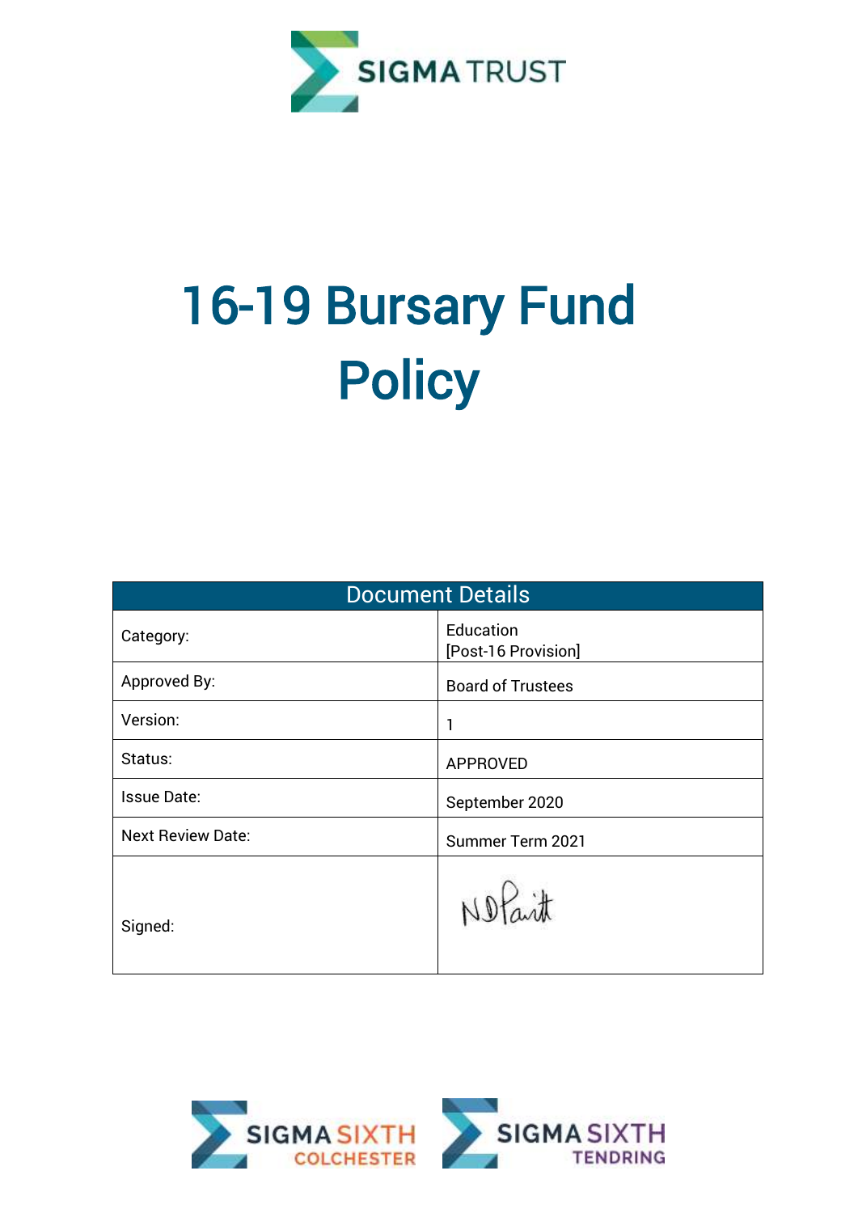SIGMA TRUST

# 16-19 Bursary Fund Policy

| Document Details | |
|---|---|
| Category: | Education [Post-16 Provision] |
| Approved By: | Board of Trustees |
| Version: | 1 |
| Status: | APPROVED |
| Issue Date: | September 2020 |
| Next Review Date: | Summer Term 2021 |
| Signed: | |

SIGMA SIXTH COLCHESTER

SIGMA SIXTH TENDRING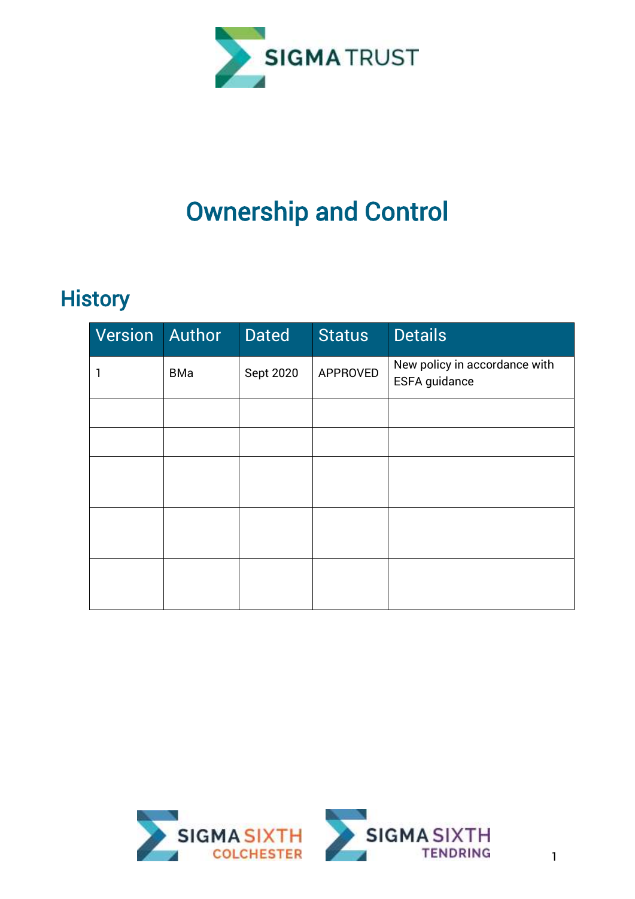# Ownership and Control

## History

| Version | Author | Dated | Status | Details |
|---|---|---|---|---|
| 1 | BMa | Sept 2020 | APPROVED | New policy in accordance with ESFA guidance |
| | | | | |
| | | | | |
| | | | | |
| | | | | |
| | | | | |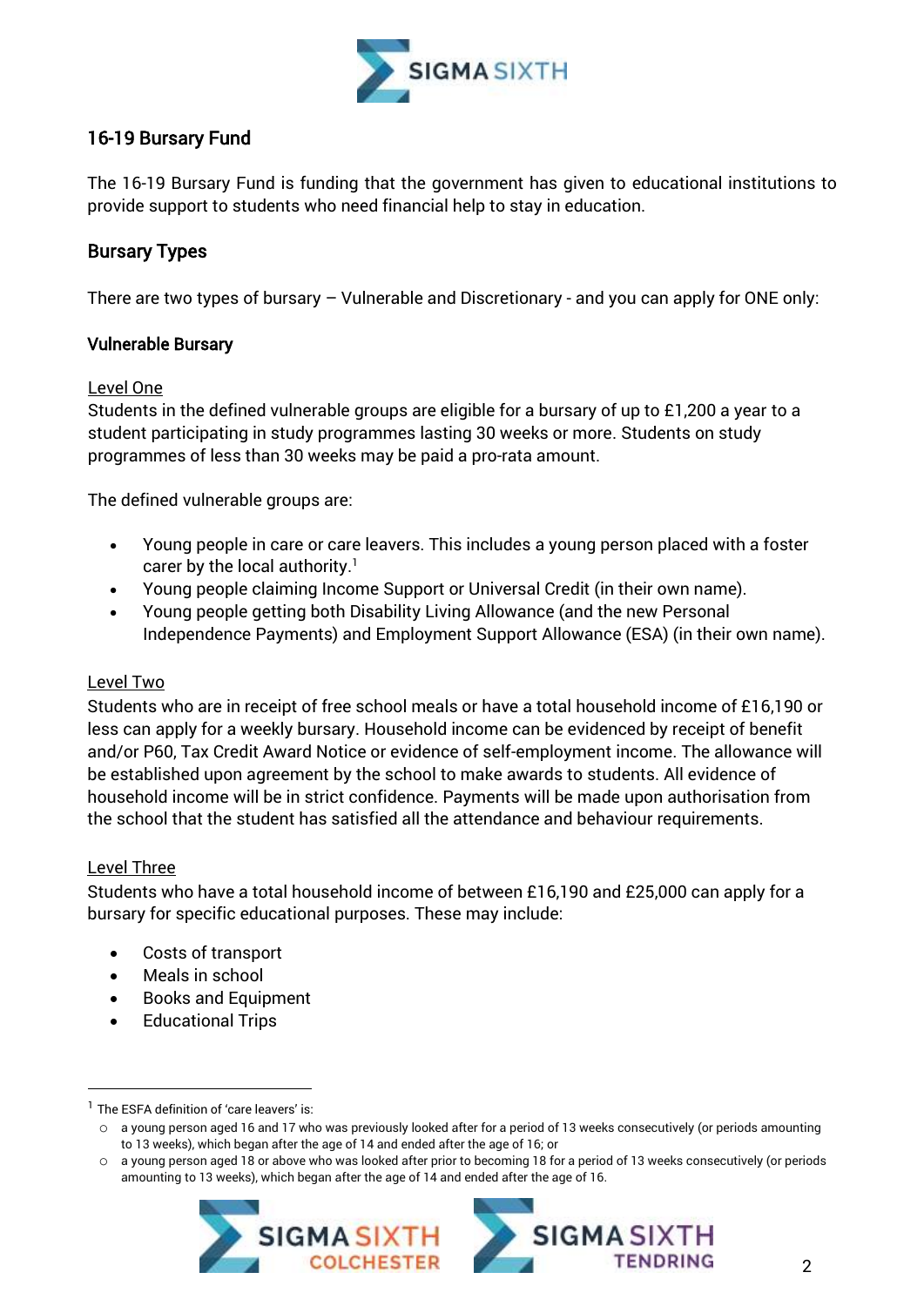## 16-19 Bursary Fund

The 16-19 Bursary Fund is funding that the government has given to educational institutions to provide support to students who need financial help to stay in education.

## Bursary Types

There are two types of bursary – Vulnerable and Discretionary - and you can apply for ONE only:

### Vulnerable Bursary

Level One

Students in the defined vulnerable groups are eligible for a bursary of up to £1,200 a year to a student participating in study programmes lasting 30 weeks or more. Students on study programmes of less than 30 weeks may be paid a pro-rata amount.

The defined vulnerable groups are:

- Young people in care or care leavers. This includes a young person placed with a foster carer by the local authority.[1]
- Young people claiming Income Support or Universal Credit (in their own name).
- Young people getting both Disability Living Allowance (and the new Personal Independence Payments) and Employment Support Allowance (ESA) (in their own name).

Level Two

Students who are in receipt of free school meals or have a total household income of £16,190 or less can apply for a weekly bursary. Household income can be evidenced by receipt of benefit and/or P60, Tax Credit Award Notice or evidence of self-employment income. The allowance will be established upon agreement by the school to make awards to students. All evidence of household income will be in strict confidence. Payments will be made upon authorisation from the school that the student has satisfied all the attendance and behaviour requirements.

Level Three

Students who have a total household income of between £16,190 and £25,000 can apply for a bursary for specific educational purposes. These may include:

- Costs of transport
- Meals in school
- Books and Equipment
- Educational Trips

[1] The ESFA definition of 'care leavers' is:

- a young person aged 16 and 17 who was previously looked after for a period of 13 weeks consecutively (or periods amounting to 13 weeks), which began after the age of 14 and ended after the age of 16; or
- a young person aged 18 or above who was looked after prior to becoming 18 for a period of 13 weeks consecutively (or periods amounting to 13 weeks), which began after the age of 14 and ended after the age of 16.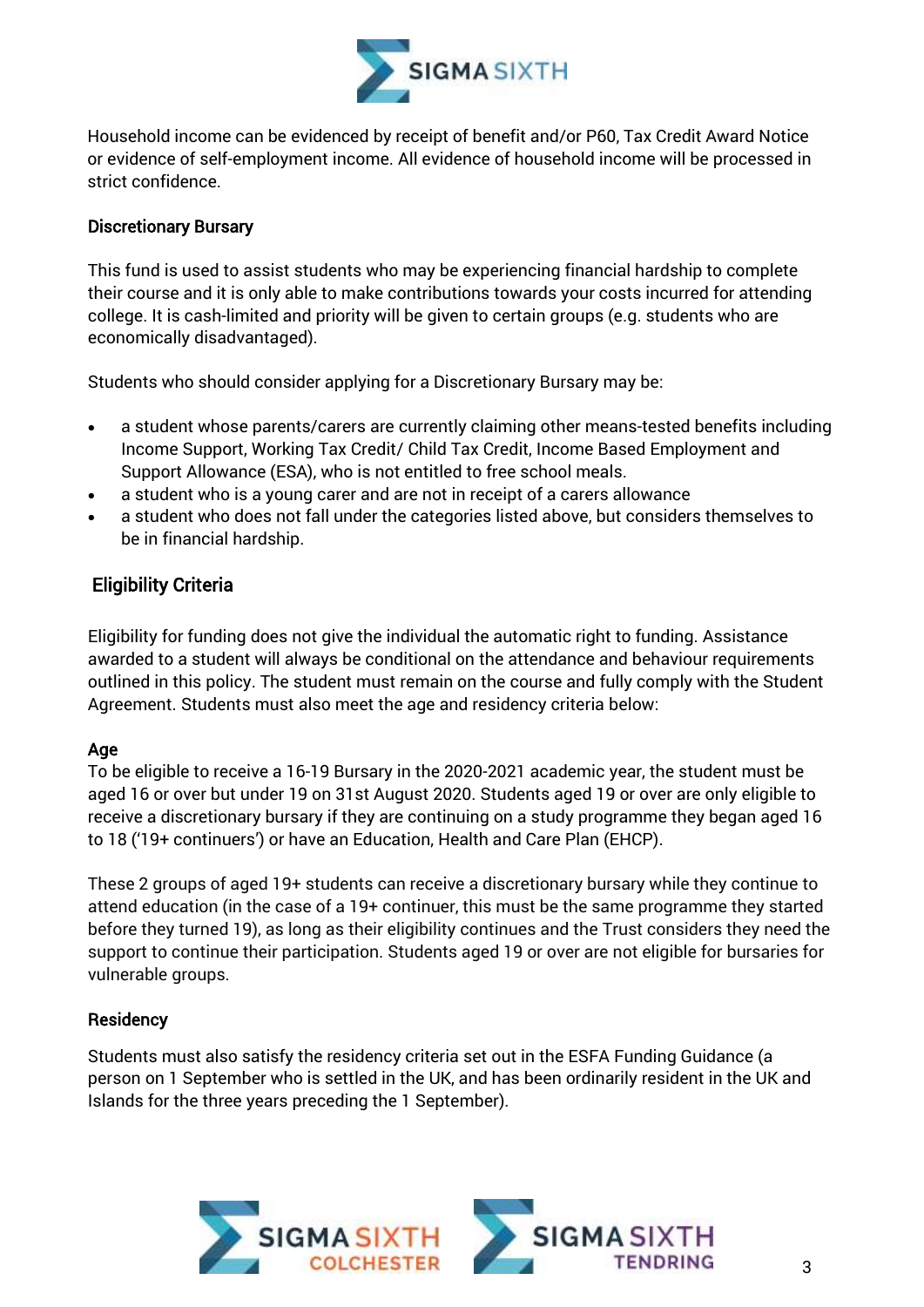Household income can be evidenced by receipt of benefit and/or P60, Tax Credit Award Notice or evidence of self-employment income. All evidence of household income will be processed in strict confidence.

### Discretionary Bursary

This fund is used to assist students who may be experiencing financial hardship to complete their course and it is only able to make contributions towards your costs incurred for attending college. It is cash-limited and priority will be given to certain groups (e.g. students who are economically disadvantaged).

Students who should consider applying for a Discretionary Bursary may be:

- a student whose parents/carers are currently claiming other means-tested benefits including Income Support, Working Tax Credit/ Child Tax Credit, Income Based Employment and Support Allowance (ESA), who is not entitled to free school meals.
- a student who is a young carer and are not in receipt of a carers allowance
- a student who does not fall under the categories listed above, but considers themselves to be in financial hardship.

## Eligibility Criteria

Eligibility for funding does not give the individual the automatic right to funding. Assistance awarded to a student will always be conditional on the attendance and behaviour requirements outlined in this policy. The student must remain on the course and fully comply with the Student Agreement. Students must also meet the age and residency criteria below:

### Age

To be eligible to receive a 16-19 Bursary in the 2020-2021 academic year, the student must be aged 16 or over but under 19 on 31st August 2020. Students aged 19 or over are only eligible to receive a discretionary bursary if they are continuing on a study programme they began aged 16 to 18 ('19+ continuers') or have an Education, Health and Care Plan (EHCP).

These 2 groups of aged 19+ students can receive a discretionary bursary while they continue to attend education (in the case of a 19+ continuer, this must be the same programme they started before they turned 19), as long as their eligibility continues and the Trust considers they need the support to continue their participation. Students aged 19 or over are not eligible for bursaries for vulnerable groups.

### Residency

Students must also satisfy the residency criteria set out in the ESFA Funding Guidance (a person on 1 September who is settled in the UK, and has been ordinarily resident in the UK and Islands for the three years preceding the 1 September).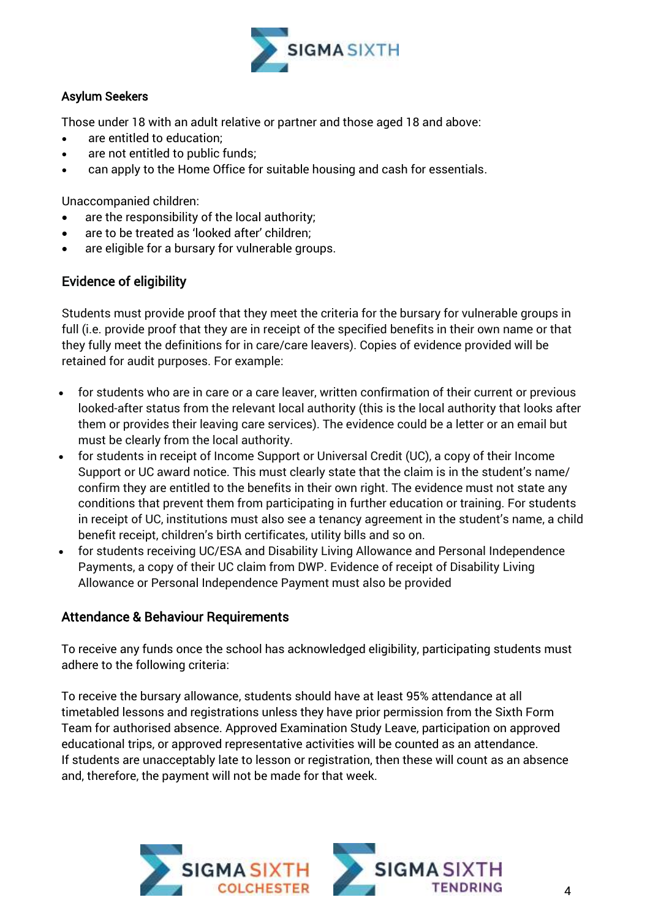## Asylum Seekers

Those under 18 with an adult relative or partner and those aged 18 and above:

- are entitled to education;
- are not entitled to public funds;
- can apply to the Home Office for suitable housing and cash for essentials.

Unaccompanied children:

- are the responsibility of the local authority;
- are to be treated as 'looked after' children;
- are eligible for a bursary for vulnerable groups.

## Evidence of eligibility

Students must provide proof that they meet the criteria for the bursary for vulnerable groups in full (i.e. provide proof that they are in receipt of the specified benefits in their own name or that they fully meet the definitions for in care/care leavers). Copies of evidence provided will be retained for audit purposes. For example:

- for students who are in care or a care leaver, written confirmation of their current or previous looked-after status from the relevant local authority (this is the local authority that looks after them or provides their leaving care services). The evidence could be a letter or an email but must be clearly from the local authority.
- for students in receipt of Income Support or Universal Credit (UC), a copy of their Income Support or UC award notice. This must clearly state that the claim is in the student's name/ confirm they are entitled to the benefits in their own right. The evidence must not state any conditions that prevent them from participating in further education or training. For students in receipt of UC, institutions must also see a tenancy agreement in the student's name, a child benefit receipt, children's birth certificates, utility bills and so on.
- for students receiving UC/ESA and Disability Living Allowance and Personal Independence Payments, a copy of their UC claim from DWP. Evidence of receipt of Disability Living Allowance or Personal Independence Payment must also be provided

## Attendance & Behaviour Requirements

To receive any funds once the school has acknowledged eligibility, participating students must adhere to the following criteria:

To receive the bursary allowance, students should have at least 95% attendance at all timetabled lessons and registrations unless they have prior permission from the Sixth Form Team for authorised absence. Approved Examination Study Leave, participation on approved educational trips, or approved representative activities will be counted as an attendance.
If students are unacceptably late to lesson or registration, then these will count as an absence and, therefore, the payment will not be made for that week.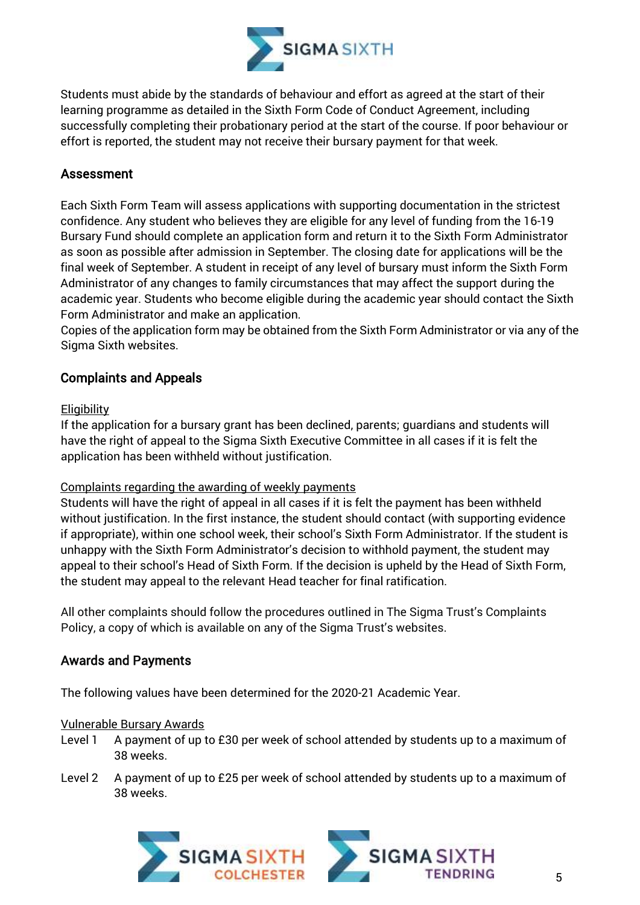Students must abide by the standards of behaviour and effort as agreed at the start of their learning programme as detailed in the Sixth Form Code of Conduct Agreement, including successfully completing their probationary period at the start of the course. If poor behaviour or effort is reported, the student may not receive their bursary payment for that week.

## Assessment

Each Sixth Form Team will assess applications with supporting documentation in the strictest confidence. Any student who believes they are eligible for any level of funding from the 16-19 Bursary Fund should complete an application form and return it to the Sixth Form Administrator as soon as possible after admission in September. The closing date for applications will be the final week of September. A student in receipt of any level of bursary must inform the Sixth Form Administrator of any changes to family circumstances that may affect the support during the academic year. Students who become eligible during the academic year should contact the Sixth Form Administrator and make an application.
Copies of the application form may be obtained from the Sixth Form Administrator or via any of the Sigma Sixth websites.

## Complaints and Appeals

<u>Eligibility</u>
If the application for a bursary grant has been declined, parents; guardians and students will have the right of appeal to the Sigma Sixth Executive Committee in all cases if it is felt the application has been withheld without justification.

<u>Complaints regarding the awarding of weekly payments</u>
Students will have the right of appeal in all cases if it is felt the payment has been withheld without justification. In the first instance, the student should contact (with supporting evidence if appropriate), within one school week, their school's Sixth Form Administrator. If the student is unhappy with the Sixth Form Administrator's decision to withhold payment, the student may appeal to their school's Head of Sixth Form. If the decision is upheld by the Head of Sixth Form, the student may appeal to the relevant Head teacher for final ratification.

All other complaints should follow the procedures outlined in The Sigma Trust's Complaints Policy, a copy of which is available on any of the Sigma Trust's websites.

## Awards and Payments

The following values have been determined for the 2020-21 Academic Year.

<u>Vulnerable Bursary Awards</u>

Level 1 A payment of up to £30 per week of school attended by students up to a maximum of 38 weeks.

Level 2 A payment of up to £25 per week of school attended by students up to a maximum of 38 weeks.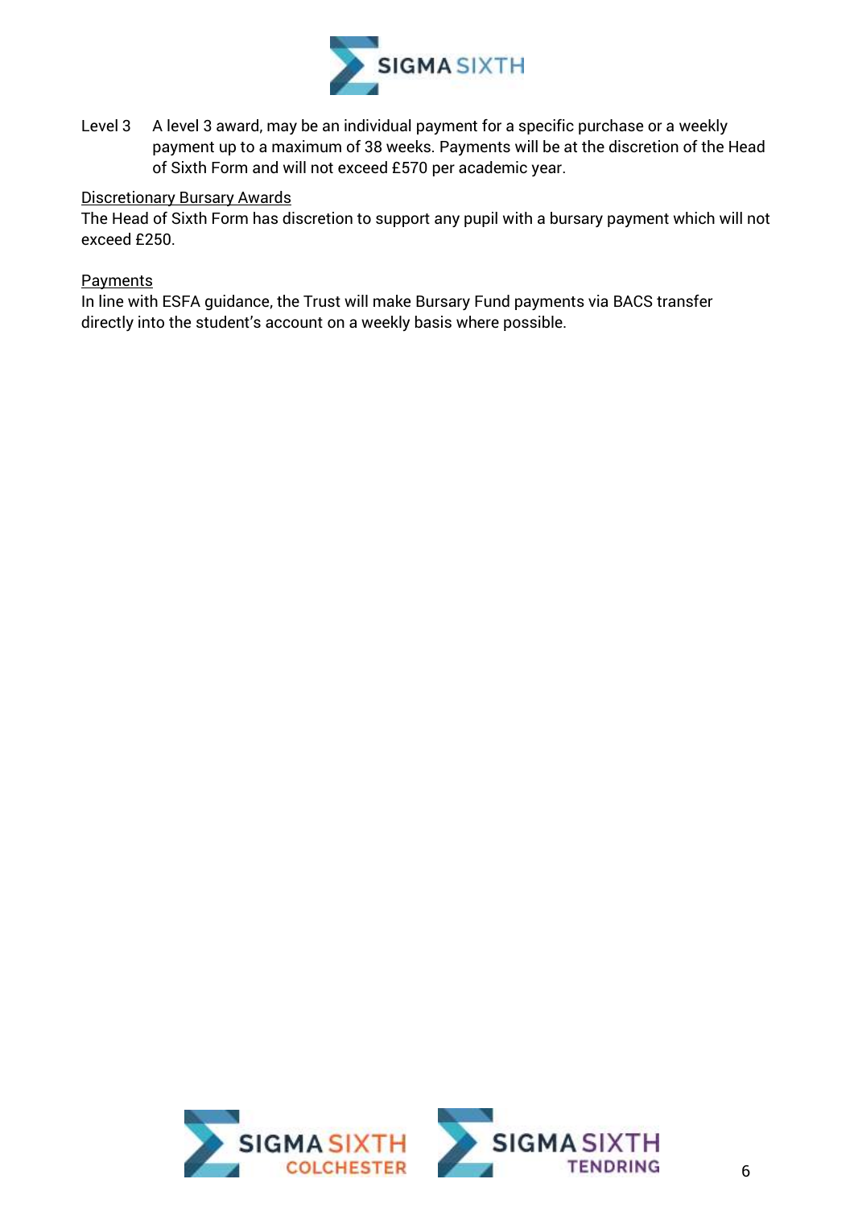Level 3 A level 3 award, may be an individual payment for a specific purchase or a weekly payment up to a maximum of 38 weeks. Payments will be at the discretion of the Head of Sixth Form and will not exceed £570 per academic year.

<u>Discretionary Bursary Awards</u>

The Head of Sixth Form has discretion to support any pupil with a bursary payment which will not exceed £250.

<u>Payments</u>

In line with ESFA guidance, the Trust will make Bursary Fund payments via BACS transfer directly into the student's account on a weekly basis where possible.